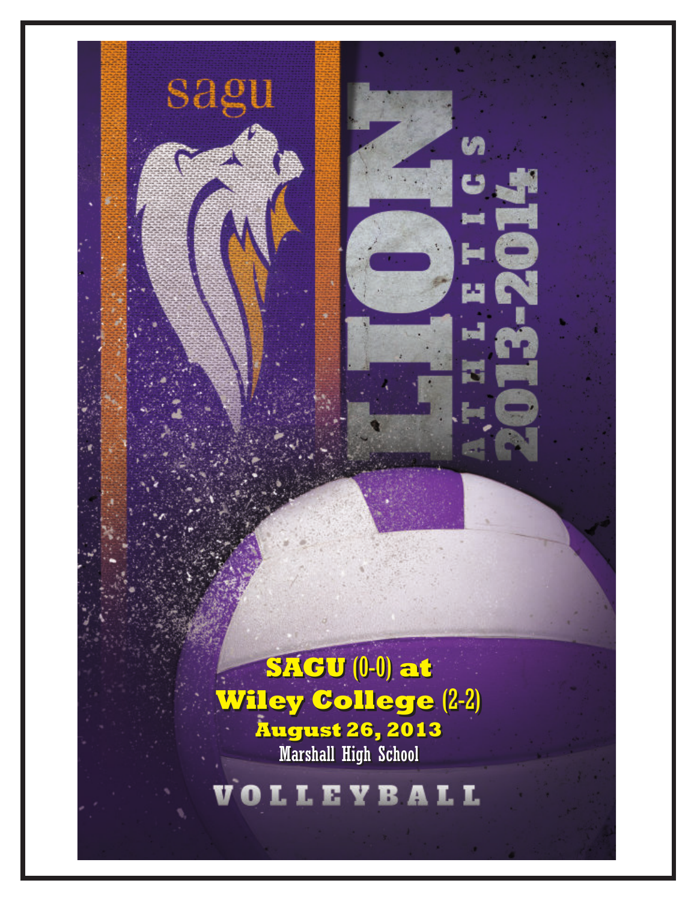sagu

# LION

ATHLETICS 2013-2014

**SAGU (0-0) at**
**Wiley College (2-2)**
**August 26, 2013**
Marshall High School

VOLLEYBALL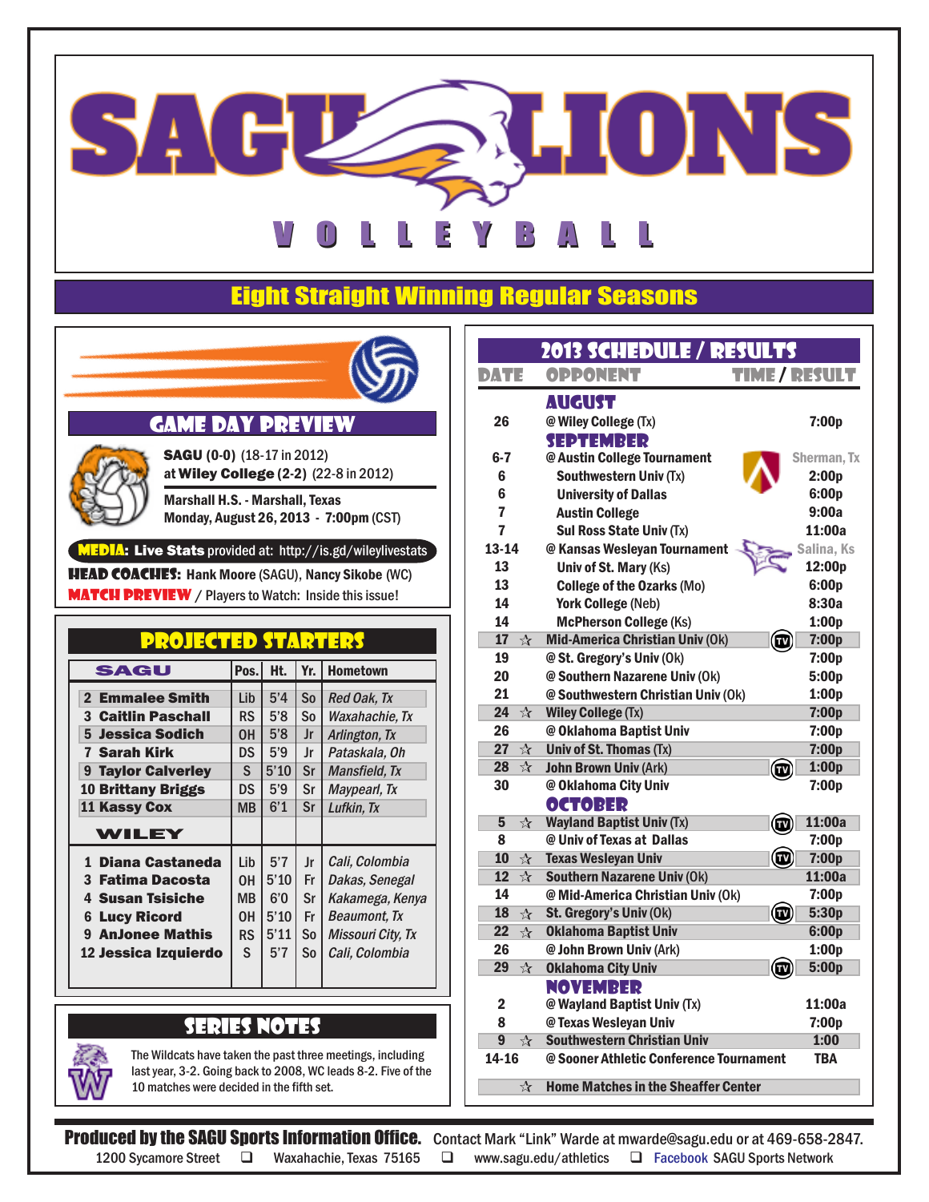# SAGU LIONS

## VOLLEYBALL

### Eight Straight Winning Regular Seasons

## GAME DAY PREVIEW

**SAGU (0-0)** (18-17 in 2012)
at **Wiley College (2-2)** (22-8 in 2012)

**Marshall H.S. - Marshall, Texas**
**Monday, August 26, 2013 - 7:00pm (CST)**

**MEDIA: Live Stats** provided at: http://is.gd/wileylivestats

**HEAD COACHES:** Hank Moore (SAGU), Nancy Sikobe (WC)

**MATCH PREVIEW** / Players to Watch: Inside this issue!

## PROJECTED STARTERS

| SAGU | Pos. | Ht. | Yr. | Hometown |
|---|---|---|---|---|
| 2 Emmalee Smith | Lib | 5'4 | So | *Red Oak, Tx* |
| 3 Caitlin Paschall | RS | 5'8 | So | *Waxahachie, Tx* |
| 5 Jessica Sodich | OH | 5'8 | Jr | *Arlington, Tx* |
| 7 Sarah Kirk | DS | 5'9 | Jr | *Pataskala, Oh* |
| 9 Taylor Calverley | S | 5'10 | Sr | *Mansfield, Tx* |
| 10 Brittany Briggs | DS | 5'9 | Sr | *Maypearl, Tx* |
| 11 Kassy Cox | MB | 6'1 | Sr | *Lufkin, Tx* |
| **WILEY** | | | | |
| 1 Diana Castaneda | Lib | 5'7 | Jr | *Cali, Colombia* |
| 3 Fatima Dacosta | OH | 5'10 | Fr | *Dakas, Senegal* |
| 4 Susan Tsisiche | MB | 6'0 | Sr | *Kakamega, Kenya* |
| 6 Lucy Ricord | OH | 5'10 | Fr | *Beaumont, Tx* |
| 9 AnJonee Mathis | RS | 5'11 | So | *Missouri City, Tx* |
| 12 Jessica Izquierdo | S | 5'7 | So | *Cali, Colombia* |

## SERIES NOTES

The Wildcats have taken the past three meetings, including last year, 3-2. Going back to 2008, WC leads 8-2. Five of the 10 matches were decided in the fifth set.

## 2013 SCHEDULE / RESULTS

| DATE | OPPONENT | TIME / RESULT |
|---|---|---|
| **AUGUST** | | |
| 26 | @ Wiley College (Tx) | 7:00p |
| **SEPTEMBER** | | |
| 6-7 | @ Austin College Tournament | Sherman, Tx |
| 6 | Southwestern Univ (Tx) | 2:00p |
| 6 | University of Dallas | 6:00p |
| 7 | Austin College | 9:00a |
| 7 | Sul Ross State Univ (Tx) | 11:00a |
| 13-14 | @ Kansas Wesleyan Tournament | Salina, Ks |
| 13 | Univ of St. Mary (Ks) | 12:00p |
| 13 | College of the Ozarks (Mo) | 6:00p |
| 14 | York College (Neb) | 8:30a |
| 14 | McPherson College (Ks) | 1:00p |
| 17 ☆ | Mid-America Christian Univ (Ok) (TV) | 7:00p |
| 19 | @ St. Gregory's Univ (Ok) | 7:00p |
| 20 | @ Southern Nazarene Univ (Ok) | 5:00p |
| 21 | @ Southwestern Christian Univ (Ok) | 1:00p |
| 24 ☆ | Wiley College (Tx) | 7:00p |
| 26 | @ Oklahoma Baptist Univ | 7:00p |
| 27 ☆ | Univ of St. Thomas (Tx) | 7:00p |
| 28 ☆ | John Brown Univ (Ark) (TV) | 1:00p |
| 30 | @ Oklahoma City Univ | 7:00p |
| **OCTOBER** | | |
| 5 ☆ | Wayland Baptist Univ (Tx) (TV) | 11:00a |
| 8 | @ Univ of Texas at Dallas | 7:00p |
| 10 ☆ | Texas Wesleyan Univ (TV) | 7:00p |
| 12 ☆ | Southern Nazarene Univ (Ok) | 11:00a |
| 14 | @ Mid-America Christian Univ (Ok) | 7:00p |
| 18 ☆ | St. Gregory's Univ (Ok) (TV) | 5:30p |
| 22 ☆ | Oklahoma Baptist Univ | 6:00p |
| 26 | @ John Brown Univ (Ark) | 1:00p |
| 29 ☆ | Oklahoma City Univ (TV) | 5:00p |
| **NOVEMBER** | | |
| 2 | @ Wayland Baptist Univ (Tx) | 11:00a |
| 8 | @ Texas Wesleyan Univ | 7:00p |
| 9 ☆ | Southwestern Christian Univ | 1:00 |
| 14-16 | @ Sooner Athletic Conference Tournament | TBA |

☆ Home Matches in the Sheaffer Center

**Produced by the SAGU Sports Information Office.** Contact Mark "Link" Warde at mwarde@sagu.edu or at 469-658-2847.
1200 Sycamore Street ❑ Waxahachie, Texas 75165 ❑ www.sagu.edu/athletics ❑ Facebook SAGU Sports Network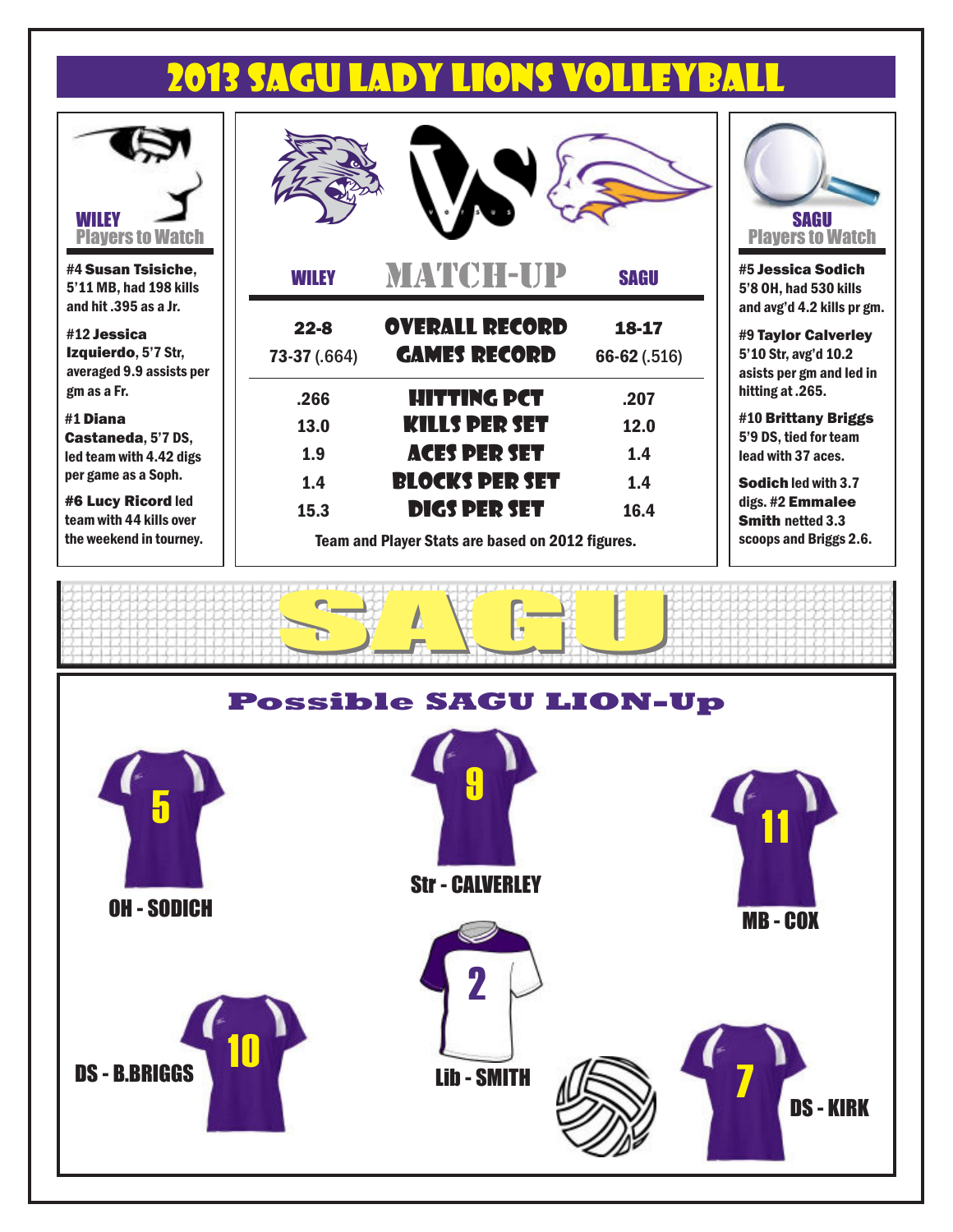# 2013 SAGU Lady Lions Volleyball

## WILEY Players to Watch

**#4 Susan Tsisiche**, 5'11 MB, had 198 kills and hit .395 as a Jr.

**#12 Jessica Izquierdo**, 5'7 Str, averaged 9.9 assists per gm as a Fr.

**#1 Diana Castaneda**, 5'7 DS, led team with 4.42 digs per game as a Soph.

**#6 Lucy Ricord** led team with 44 kills over the weekend in tourney.

## MATCH-UP

| WILEY | MATCH-UP | SAGU |
|---|---|---|
| 22-8 | OVERALL RECORD | 18-17 |
| 73-37 (.664) | GAMES RECORD | 66-62 (.516) |
| .266 | HITTING PCT | .207 |
| 13.0 | KILLS PER SET | 12.0 |
| 1.9 | ACES PER SET | 1.4 |
| 1.4 | BLOCKS PER SET | 1.4 |
| 15.3 | DIGS PER SET | 16.4 |

Team and Player Stats are based on 2012 figures.

## SAGU Players to Watch

**#5 Jessica Sodich** 5'8 OH, had 530 kills and avg'd 4.2 kills pr gm.

**#9 Taylor Calverley** 5'10 Str, avg'd 10.2 asists per gm and led in hitting at .265.

**#10 Brittany Briggs** 5'9 DS, tied for team lead with 37 aces.

**Sodich** led with 3.7 digs. **#2 Emmalee Smith** netted 3.3 scoops and Briggs 2.6.

# SAGU

## Possible SAGU LION-Up

- 5 — OH - SODICH
- 9 — Str - CALVERLEY
- 11 — MB - COX
- 10 — DS - B.BRIGGS
- 2 — Lib - SMITH
- 7 — DS - KIRK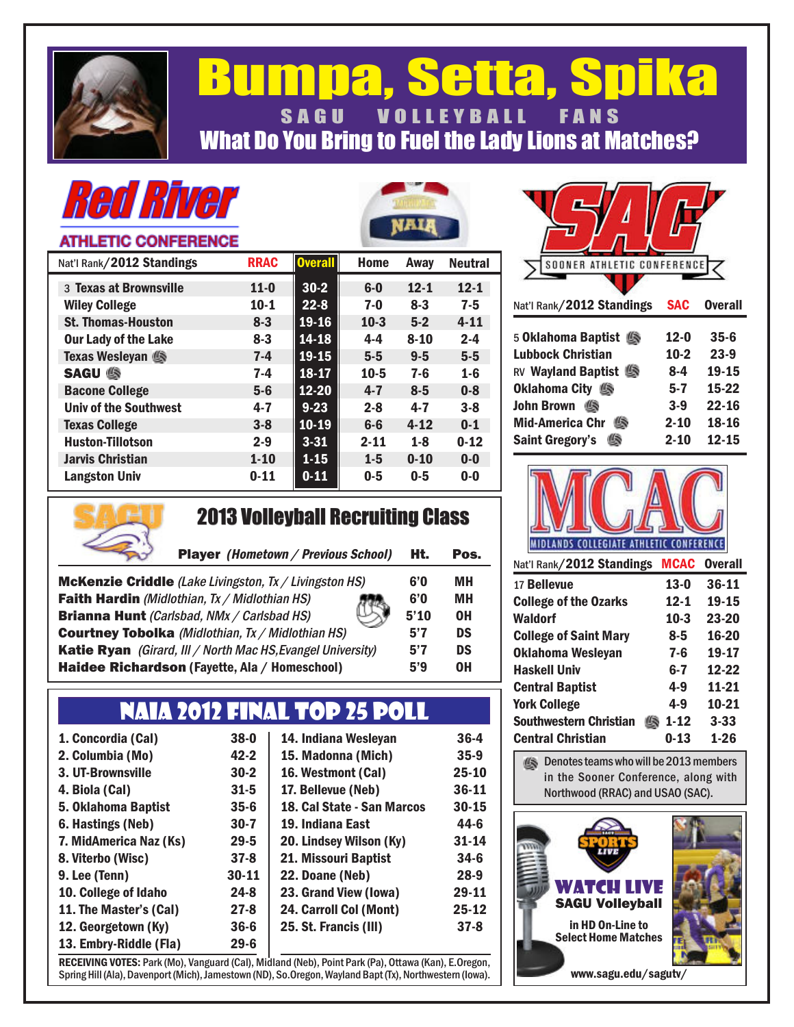# Bumpa, Setta, Spika

SAGU VOLLEYBALL FANS

## What Do You Bring to Fuel the Lady Lions at Matches?

## Red River Athletic Conference

| Nat'l Rank/2012 Standings | RRAC | Overall | Home | Away | Neutral |
|---|---|---|---|---|---|
| 3 Texas at Brownsville | 11-0 | 30-2 | 6-0 | 12-1 | 12-1 |
| Wiley College | 10-1 | 22-8 | 7-0 | 8-3 | 7-5 |
| St. Thomas-Houston | 8-3 | 19-16 | 10-3 | 5-2 | 4-11 |
| Our Lady of the Lake | 8-3 | 14-18 | 4-4 | 8-10 | 2-4 |
| Texas Wesleyan | 7-4 | 19-15 | 5-5 | 9-5 | 5-5 |
| SAGU | 7-4 | 18-17 | 10-5 | 7-6 | 1-6 |
| Bacone College | 5-6 | 12-20 | 4-7 | 8-5 | 0-8 |
| Univ of the Southwest | 4-7 | 9-23 | 2-8 | 4-7 | 3-8 |
| Texas College | 3-8 | 10-19 | 6-6 | 4-12 | 0-1 |
| Huston-Tillotson | 2-9 | 3-31 | 2-11 | 1-8 | 0-12 |
| Jarvis Christian | 1-10 | 1-15 | 1-5 | 0-10 | 0-0 |
| Langston Univ | 0-11 | 0-11 | 0-5 | 0-5 | 0-0 |

## 2013 Volleyball Recruiting Class

| Player *(Hometown / Previous School)* | Ht. | Pos. |
|---|---|---|
| **McKenzie Criddle** *(Lake Livingston, Tx / Livingston HS)* | 6'0 | MH |
| **Faith Hardin** *(Midlothian, Tx / Midlothian HS)* | 6'0 | MH |
| **Brianna Hunt** *(Carlsbad, NMx / Carlsbad HS)* | 5'10 | OH |
| **Courtney Tobolka** *(Midlothian, Tx / Midlothian HS)* | 5'7 | DS |
| **Katie Ryan** *(Girard, Ill / North Mac HS, Evangel University)* | 5'7 | DS |
| **Haidee Richardson** (Fayette, Ala / Homeschool) | 5'9 | OH |

## NAIA 2012 Final Top 25 Poll

| Rank | Record | Rank | Record |
|---|---|---|---|
| 1. Concordia (Cal) | 38-0 | 14. Indiana Wesleyan | 36-4 |
| 2. Columbia (Mo) | 42-2 | 15. Madonna (Mich) | 35-9 |
| 3. UT-Brownsville | 30-2 | 16. Westmont (Cal) | 25-10 |
| 4. Biola (Cal) | 31-5 | 17. Bellevue (Neb) | 36-11 |
| 5. Oklahoma Baptist | 35-6 | 18. Cal State - San Marcos | 30-15 |
| 6. Hastings (Neb) | 30-7 | 19. Indiana East | 44-6 |
| 7. MidAmerica Naz (Ks) | 29-5 | 20. Lindsey Wilson (Ky) | 31-14 |
| 8. Viterbo (Wisc) | 37-8 | 21. Missouri Baptist | 34-6 |
| 9. Lee (Tenn) | 30-11 | 22. Doane (Neb) | 28-9 |
| 10. College of Idaho | 24-8 | 23. Grand View (Iowa) | 29-11 |
| 11. The Master's (Cal) | 27-8 | 24. Carroll Col (Mont) | 25-12 |
| 12. Georgetown (Ky) | 36-6 | 25. St. Francis (Ill) | 37-8 |
| 13. Embry-Riddle (Fla) | 29-6 | | |

**RECEIVING VOTES:** Park (Mo), Vanguard (Cal), Midland (Neb), Point Park (Pa), Ottawa (Kan), E.Oregon, Spring Hill (Ala), Davenport (Mich), Jamestown (ND), So.Oregon, Wayland Bapt (Tx), Northwestern (Iowa).

## SAC – Sooner Athletic Conference

| Nat'l Rank/2012 Standings | SAC | Overall |
|---|---|---|
| 5 Oklahoma Baptist | 12-0 | 35-6 |
| Lubbock Christian | 10-2 | 23-9 |
| RV Wayland Baptist | 8-4 | 19-15 |
| Oklahoma City | 5-7 | 15-22 |
| John Brown | 3-9 | 22-16 |
| Mid-America Chr | 2-10 | 18-16 |
| Saint Gregory's | 2-10 | 12-15 |

## MCAC – Midlands Collegiate Athletic Conference

| Nat'l Rank/2012 Standings | MCAC | Overall |
|---|---|---|
| 17 Bellevue | 13-0 | 36-11 |
| College of the Ozarks | 12-1 | 19-15 |
| Waldorf | 10-3 | 23-20 |
| College of Saint Mary | 8-5 | 16-20 |
| Oklahoma Wesleyan | 7-6 | 19-17 |
| Haskell Univ | 6-7 | 12-22 |
| Central Baptist | 4-9 | 11-21 |
| York College | 4-9 | 10-21 |
| Southwestern Christian | 1-12 | 3-33 |
| Central Christian | 0-13 | 1-26 |

Denotes teams who will be 2013 members in the Sooner Conference, along with Northwood (RRAC) and USAO (SAC).

**SAGU Sports Live**

**WATCH LIVE SAGU Volleyball** in HD On-Line to Select Home Matches

www.sagu.edu/sagutv/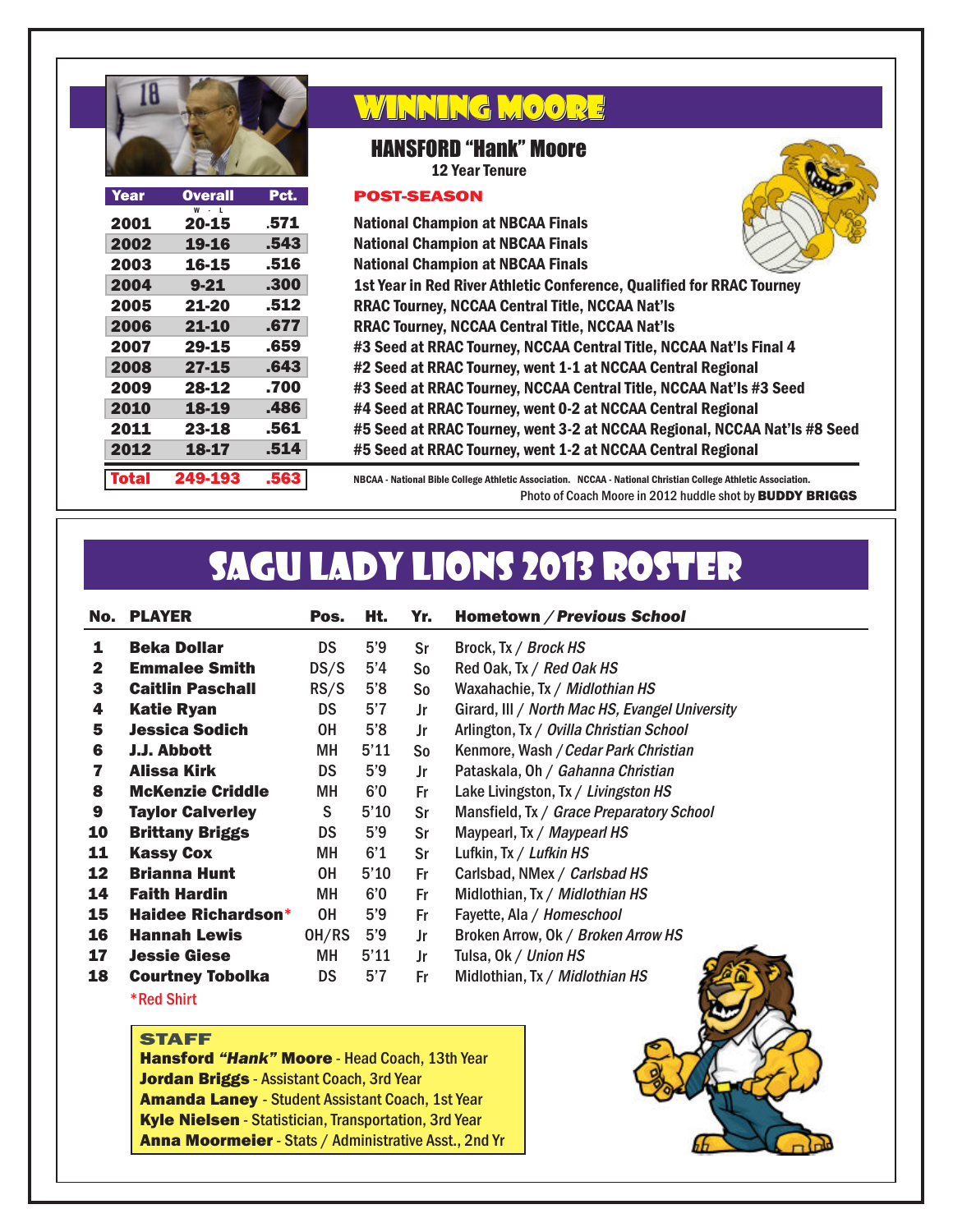# WINNING MOORE

## HANSFORD "Hank" Moore

12 Year Tenure

| Year | Overall W - L | Pct. | POST-SEASON |
|---|---|---|---|
| 2001 | 20-15 | .571 | National Champion at NBCAA Finals |
| 2002 | 19-16 | .543 | National Champion at NBCAA Finals |
| 2003 | 16-15 | .516 | National Champion at NBCAA Finals |
| 2004 | 9-21 | .300 | 1st Year in Red River Athletic Conference, Qualified for RRAC Tourney |
| 2005 | 21-20 | .512 | RRAC Tourney, NCCAA Central Title, NCCAA Nat'ls |
| 2006 | 21-10 | .677 | RRAC Tourney, NCCAA Central Title, NCCAA Nat'ls |
| 2007 | 29-15 | .659 | #3 Seed at RRAC Tourney, NCCAA Central Title, NCCAA Nat'ls Final 4 |
| 2008 | 27-15 | .643 | #2 Seed at RRAC Tourney, went 1-1 at NCCAA Central Regional |
| 2009 | 28-12 | .700 | #3 Seed at RRAC Tourney, NCCAA Central Title, NCCAA Nat'ls #3 Seed |
| 2010 | 18-19 | .486 | #4 Seed at RRAC Tourney, went 0-2 at NCCAA Central Regional |
| 2011 | 23-18 | .561 | #5 Seed at RRAC Tourney, went 3-2 at NCCAA Regional, NCCAA Nat'ls #8 Seed |
| 2012 | 18-17 | .514 | #5 Seed at RRAC Tourney, went 1-2 at NCCAA Central Regional |
| **Total** | **249-193** | **.563** | |

NBCAA - National Bible College Athletic Association. NCCAA - National Christian College Athletic Association.

Photo of Coach Moore in 2012 huddle shot by **BUDDY BRIGGS**

# SAGU LADY LIONS 2013 ROSTER

| No. | PLAYER | Pos. | Ht. | Yr. | Hometown / *Previous School* |
|---|---|---|---|---|---|
| 1 | **Beka Dollar** | DS | 5'9 | Sr | Brock, Tx / *Brock HS* |
| 2 | **Emmalee Smith** | DS/S | 5'4 | So | Red Oak, Tx / *Red Oak HS* |
| 3 | **Caitlin Paschall** | RS/S | 5'8 | So | Waxahachie, Tx / *Midlothian HS* |
| 4 | **Katie Ryan** | DS | 5'7 | Jr | Girard, Ill / *North Mac HS, Evangel University* |
| 5 | **Jessica Sodich** | OH | 5'8 | Jr | Arlington, Tx / *Ovilla Christian School* |
| 6 | **J.J. Abbott** | MH | 5'11 | So | Kenmore, Wash / *Cedar Park Christian* |
| 7 | **Alissa Kirk** | DS | 5'9 | Jr | Pataskala, Oh / *Gahanna Christian* |
| 8 | **McKenzie Criddle** | MH | 6'0 | Fr | Lake Livingston, Tx / *Livingston HS* |
| 9 | **Taylor Calverley** | S | 5'10 | Sr | Mansfield, Tx / *Grace Preparatory School* |
| 10 | **Brittany Briggs** | DS | 5'9 | Sr | Maypearl, Tx / *Maypearl HS* |
| 11 | **Kassy Cox** | MH | 6'1 | Sr | Lufkin, Tx / *Lufkin HS* |
| 12 | **Brianna Hunt** | OH | 5'10 | Fr | Carlsbad, NMex / *Carlsbad HS* |
| 14 | **Faith Hardin** | MH | 6'0 | Fr | Midlothian, Tx / *Midlothian HS* |
| 15 | **Haidee Richardson*** | OH | 5'9 | Fr | Fayette, Ala / *Homeschool* |
| 16 | **Hannah Lewis** | OH/RS | 5'9 | Jr | Broken Arrow, Ok / *Broken Arrow HS* |
| 17 | **Jessie Giese** | MH | 5'11 | Jr | Tulsa, Ok / *Union HS* |
| 18 | **Courtney Tobolka** | DS | 5'7 | Fr | Midlothian, Tx / *Midlothian HS* |

*Red Shirt

### STAFF

**Hansford *"Hank"* Moore** - Head Coach, 13th Year
**Jordan Briggs** - Assistant Coach, 3rd Year
**Amanda Laney** - Student Assistant Coach, 1st Year
**Kyle Nielsen** - Statistician, Transportation, 3rd Year
**Anna Moormeier** - Stats / Administrative Asst., 2nd Yr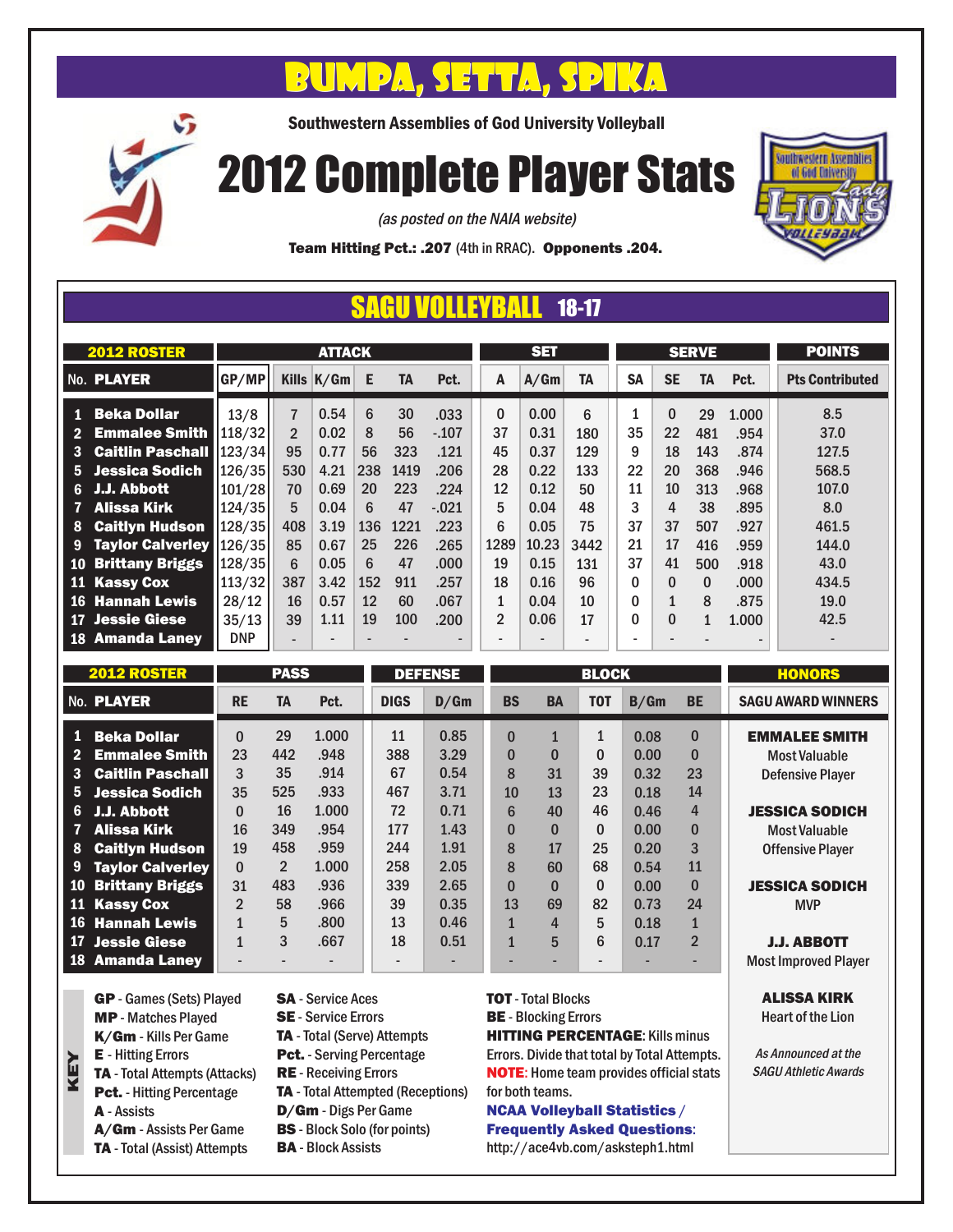# BUMPA, SETTA, SPIKA

Southwestern Assemblies of God University Volleyball

# 2012 Complete Player Stats

*(as posted on the NAIA website)*

**Team Hitting Pct.: .207** (4th in RRAC). **Opponents .204.**

## SAGU VOLLEYBALL 18-17

| 2012 ROSTER | | | ATTACK | | | | | SET | | | SERVE | | | | POINTS |
|---|---|---|---|---|---|---|---|---|---|---|---|---|---|---|---|
| No. | PLAYER | GP/MP | Kills | K/Gm | E | TA | Pct. | A | A/Gm | TA | SA | SE | TA | Pct. | Pts Contributed |
| 1 | Beka Dollar | 13/8 | 7 | 0.54 | 6 | 30 | .033 | 0 | 0.00 | 6 | 1 | 0 | 29 | 1.000 | 8.5 |
| 2 | Emmalee Smith | 118/32 | 2 | 0.02 | 8 | 56 | -.107 | 37 | 0.31 | 180 | 35 | 22 | 481 | .954 | 37.0 |
| 3 | Caitlin Paschall | 123/34 | 95 | 0.77 | 56 | 323 | .121 | 45 | 0.37 | 129 | 9 | 18 | 143 | .874 | 127.5 |
| 5 | Jessica Sodich | 126/35 | 530 | 4.21 | 238 | 1419 | .206 | 28 | 0.22 | 133 | 22 | 20 | 368 | .946 | 568.5 |
| 6 | J.J. Abbott | 101/28 | 70 | 0.69 | 20 | 223 | .224 | 12 | 0.12 | 50 | 11 | 10 | 313 | .968 | 107.0 |
| 7 | Alissa Kirk | 124/35 | 5 | 0.04 | 6 | 47 | -.021 | 5 | 0.04 | 48 | 3 | 4 | 38 | .895 | 8.0 |
| 8 | Caitlyn Hudson | 128/35 | 408 | 3.19 | 136 | 1221 | .223 | 6 | 0.05 | 75 | 37 | 37 | 507 | .927 | 461.5 |
| 9 | Taylor Calverley | 126/35 | 85 | 0.67 | 25 | 226 | .265 | 1289 | 10.23 | 3442 | 21 | 17 | 416 | .959 | 144.0 |
| 10 | Brittany Briggs | 128/35 | 6 | 0.05 | 6 | 47 | .000 | 19 | 0.15 | 131 | 37 | 41 | 500 | .918 | 43.0 |
| 11 | Kassy Cox | 113/32 | 387 | 3.42 | 152 | 911 | .257 | 18 | 0.16 | 96 | 0 | 0 | 0 | .000 | 434.5 |
| 16 | Hannah Lewis | 28/12 | 16 | 0.57 | 12 | 60 | .067 | 1 | 0.04 | 10 | 0 | 1 | 8 | .875 | 19.0 |
| 17 | Jessie Giese | 35/13 | 39 | 1.11 | 19 | 100 | .200 | 2 | 0.06 | 17 | 0 | 0 | 1 | 1.000 | 42.5 |
| 18 | Amanda Laney | DNP | - | - | - | - | - | - | - | - | - | - | - | - | - |

| 2012 ROSTER | | PASS | | | DEFENSE | | BLOCK | | | | |
|---|---|---|---|---|---|---|---|---|---|---|---|
| No. | PLAYER | RE | TA | Pct. | DIGS | D/Gm | BS | BA | TOT | B/Gm | BE |
| 1 | Beka Dollar | 0 | 29 | 1.000 | 11 | 0.85 | 0 | 1 | 1 | 0.08 | 0 |
| 2 | Emmalee Smith | 23 | 442 | .948 | 388 | 3.29 | 0 | 0 | 0 | 0.00 | 0 |
| 3 | Caitlin Paschall | 3 | 35 | .914 | 67 | 0.54 | 8 | 31 | 39 | 0.32 | 23 |
| 5 | Jessica Sodich | 35 | 525 | .933 | 467 | 3.71 | 10 | 13 | 23 | 0.18 | 14 |
| 6 | J.J. Abbott | 0 | 16 | 1.000 | 72 | 0.71 | 6 | 40 | 46 | 0.46 | 4 |
| 7 | Alissa Kirk | 16 | 349 | .954 | 177 | 1.43 | 0 | 0 | 0 | 0.00 | 0 |
| 8 | Caitlyn Hudson | 19 | 458 | .959 | 244 | 1.91 | 8 | 17 | 25 | 0.20 | 3 |
| 9 | Taylor Calverley | 0 | 2 | 1.000 | 258 | 2.05 | 8 | 60 | 68 | 0.54 | 11 |
| 10 | Brittany Briggs | 31 | 483 | .936 | 339 | 2.65 | 0 | 0 | 0 | 0.00 | 0 |
| 11 | Kassy Cox | 2 | 58 | .966 | 39 | 0.35 | 13 | 69 | 82 | 0.73 | 24 |
| 16 | Hannah Lewis | 1 | 5 | .800 | 13 | 0.46 | 1 | 4 | 5 | 0.18 | 1 |
| 17 | Jessie Giese | 1 | 3 | .667 | 18 | 0.51 | 1 | 5 | 6 | 0.17 | 2 |
| 18 | Amanda Laney | - | - | - | - | - | - | - | - | - | - |

### HONORS

**SAGU AWARD WINNERS**

**EMMALEE SMITH**
Most Valuable Defensive Player

**JESSICA SODICH**
Most Valuable Offensive Player

**JESSICA SODICH**
MVP

**J.J. ABBOTT**
Most Improved Player

**ALISSA KIRK**
Heart of the Lion

*As Announced at the SAGU Athletic Awards*

### KEY

- **GP** - Games (Sets) Played
- **MP** - Matches Played
- **K/Gm** - Kills Per Game
- **E** - Hitting Errors
- **TA** - Total Attempts (Attacks)
- **Pct.** - Hitting Percentage
- **A** - Assists
- **A/Gm** - Assists Per Game
- **TA** - Total (Assist) Attempts
- **SA** - Service Aces
- **SE** - Service Errors
- **TA** - Total (Serve) Attempts
- **Pct.** - Serving Percentage
- **RE** - Receiving Errors
- **TA** - Total Attempted (Receptions)
- **D/Gm** - Digs Per Game
- **BS** - Block Solo (for points)
- **BA** - Block Assists
- **TOT** - Total Blocks
- **BE** - Blocking Errors

**HITTING PERCENTAGE**: Kills minus Errors. Divide that total by Total Attempts.

**NOTE**: Home team provides official stats for both teams.

**NCAA Volleyball Statistics / Frequently Asked Questions**: http://ace4vb.com/asksteph1.html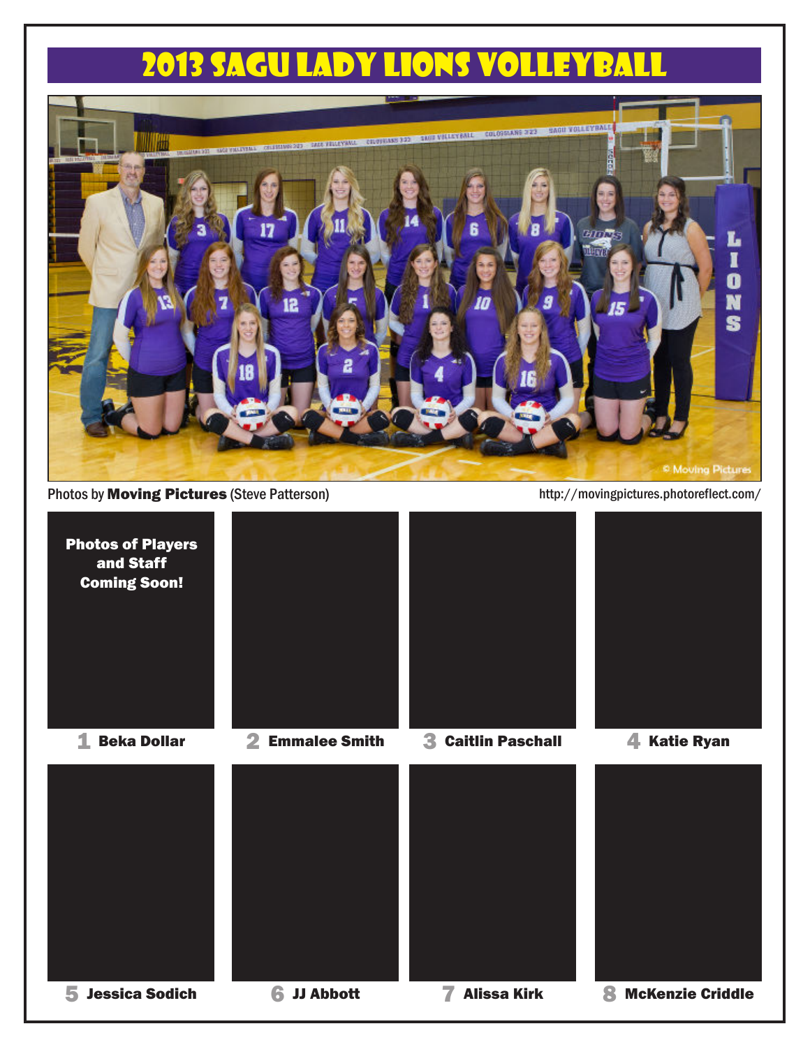# 2013 SAGU Lady Lions Volleyball

Photos by **Moving Pictures** (Steve Patterson)

http://movingpictures.photoreflect.com/

**Photos of Players and Staff Coming Soon!**

1 **Beka Dollar**

2 **Emmalee Smith**

3 **Caitlin Paschall**

4 **Katie Ryan**

5 **Jessica Sodich**

6 **JJ Abbott**

7 **Alissa Kirk**

8 **McKenzie Criddle**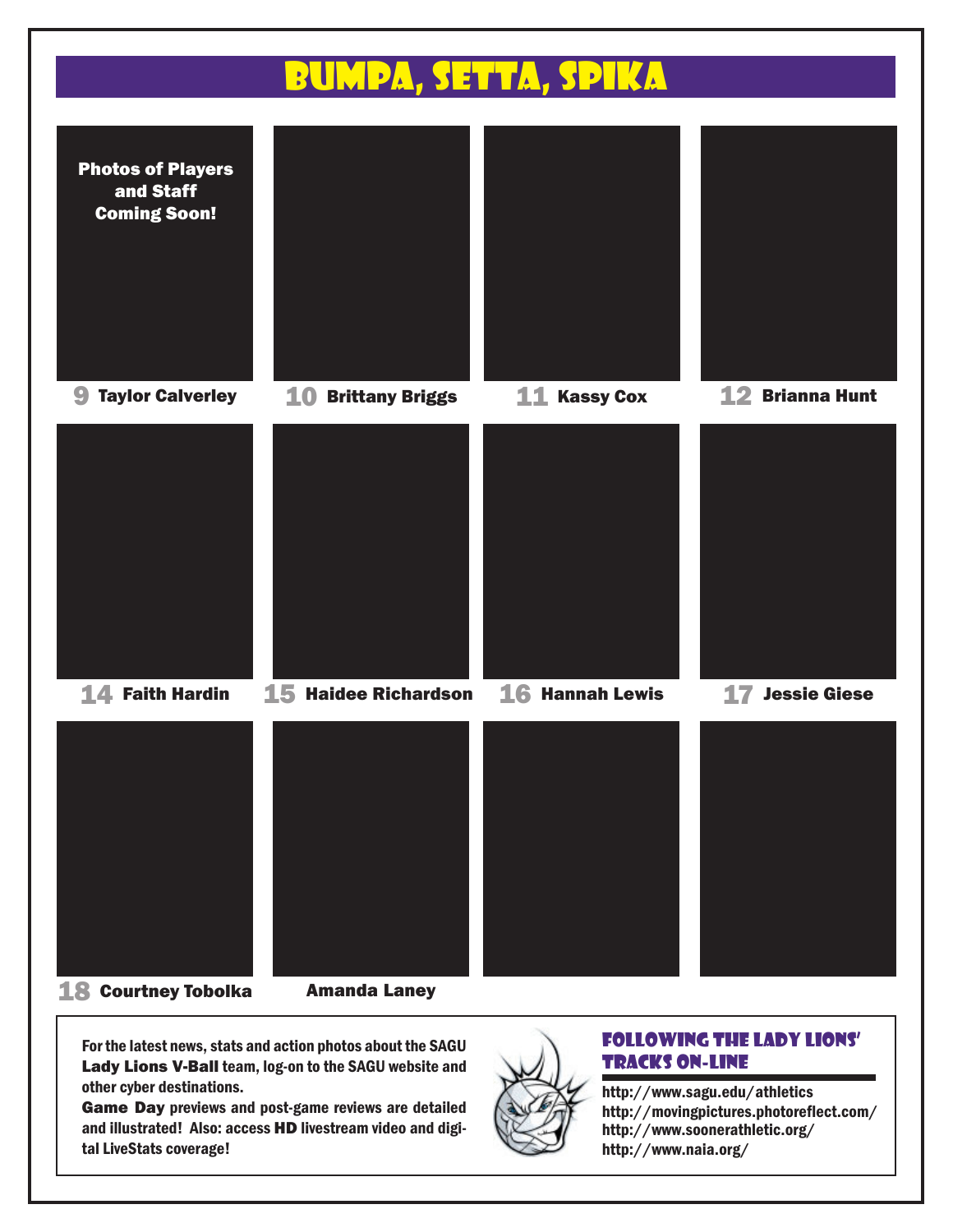# BUMPA, SETTA, SPIKA

Photos of Players and Staff Coming Soon!

9 Taylor Calverley

10 Brittany Briggs

11 Kassy Cox

12 Brianna Hunt

14 Faith Hardin

15 Haidee Richardson

16 Hannah Lewis

17 Jessie Giese

18 Courtney Tobolka

Amanda Laney

For the latest news, stats and action photos about the SAGU **Lady Lions V-Ball** team, log-on to the SAGU website and other cyber destinations.

**Game Day** previews and post-game reviews are detailed and illustrated! Also: access **HD** livestream video and digital LiveStats coverage!

## FOLLOWING THE LADY LIONS' TRACKS ON-LINE

http://www.sagu.edu/athletics
http://movingpictures.photoreflect.com/
http://www.soonerathletic.org/
http://www.naia.org/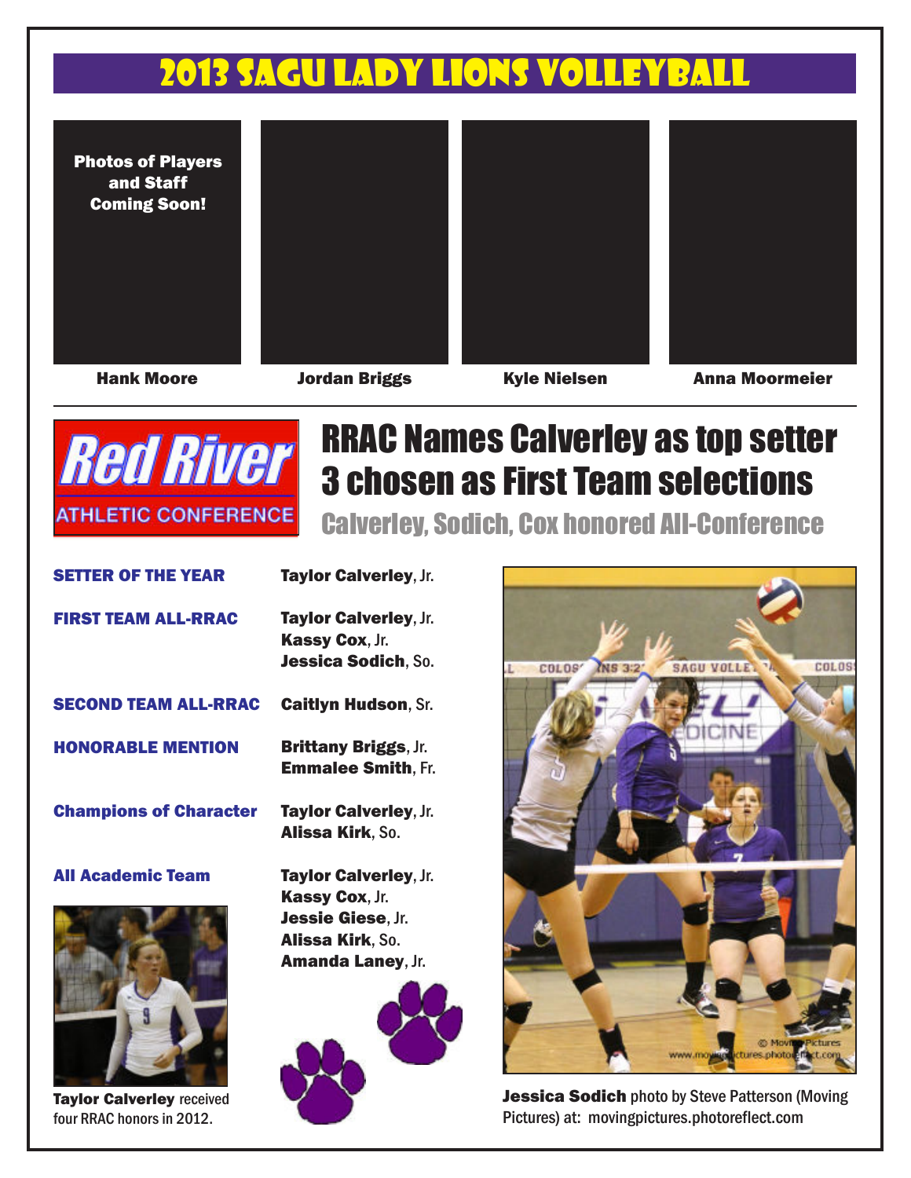# 2013 SAGU Lady Lions Volleyball

**Photos of Players and Staff Coming Soon!**

**Hank Moore** | **Jordan Briggs** | **Kyle Nielsen** | **Anna Moormeier**

Red River ATHLETIC CONFERENCE

## RRAC Names Calverley as top setter
## 3 chosen as First Team selections
### Calverley, Sodich, Cox honored All-Conference

| | |
|---|---|
| **SETTER OF THE YEAR** | **Taylor Calverley**, Jr. |
| **FIRST TEAM ALL-RRAC** | **Taylor Calverley**, Jr.<br>**Kassy Cox**, Jr.<br>**Jessica Sodich**, So. |
| **SECOND TEAM ALL-RRAC** | **Caitlyn Hudson**, Sr. |
| **HONORABLE MENTION** | **Brittany Briggs**, Jr.<br>**Emmalee Smith**, Fr. |
| **Champions of Character** | **Taylor Calverley**, Jr.<br>**Alissa Kirk**, So. |
| **All Academic Team** | **Taylor Calverley**, Jr.<br>**Kassy Cox**, Jr.<br>**Jessie Giese**, Jr.<br>**Alissa Kirk**, So.<br>**Amanda Laney**, Jr. |

**Taylor Calverley** received four RRAC honors in 2012.

**Jessica Sodich** photo by Steve Patterson (Moving Pictures) at: movingpictures.photoreflect.com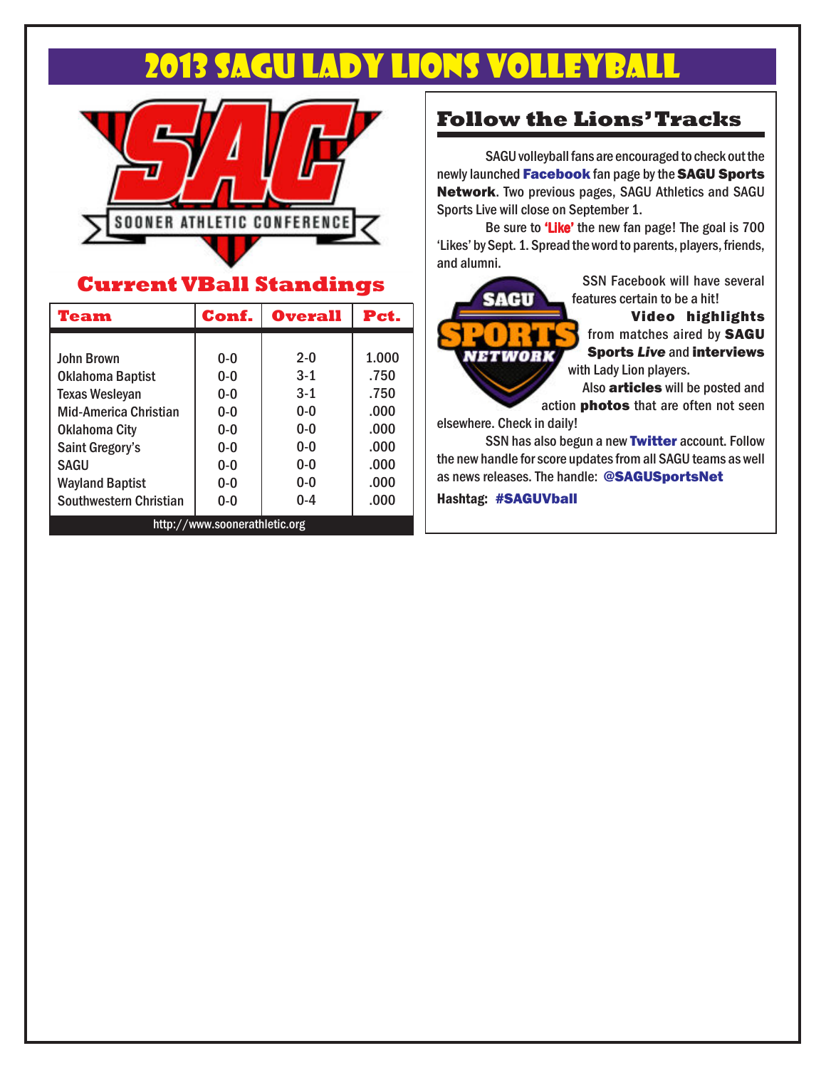# 2013 SAGU Lady Lions Volleyball

SOONER ATHLETIC CONFERENCE

## Current VBall Standings

| Team | Conf. | Overall | Pct. |
|---|---|---|---|
| John Brown | 0-0 | 2-0 | 1.000 |
| Oklahoma Baptist | 0-0 | 3-1 | .750 |
| Texas Wesleyan | 0-0 | 3-1 | .750 |
| Mid-America Christian | 0-0 | 0-0 | .000 |
| Oklahoma City | 0-0 | 0-0 | .000 |
| Saint Gregory's | 0-0 | 0-0 | .000 |
| SAGU | 0-0 | 0-0 | .000 |
| Wayland Baptist | 0-0 | 0-0 | .000 |
| Southwestern Christian | 0-0 | 0-4 | .000 |

http://www.soonerathletic.org

## Follow the Lions' Tracks

SAGU volleyball fans are encouraged to check out the newly launched **Facebook** fan page by the **SAGU Sports Network**. Two previous pages, SAGU Athletics and SAGU Sports Live will close on September 1.

Be sure to **'Like'** the new fan page! The goal is 700 'Likes' by Sept. 1. Spread the word to parents, players, friends, and alumni.

SSN Facebook will have several features certain to be a hit!

**Video highlights** from matches aired by **SAGU Sports *Live*** and **interviews** with Lady Lion players.

Also **articles** will be posted and action **photos** that are often not seen elsewhere. Check in daily!

SSN has also begun a new **Twitter** account. Follow the new handle for score updates from all SAGU teams as well as news releases. The handle: **@SAGUSportsNet**

**Hashtag: #SAGUVball**